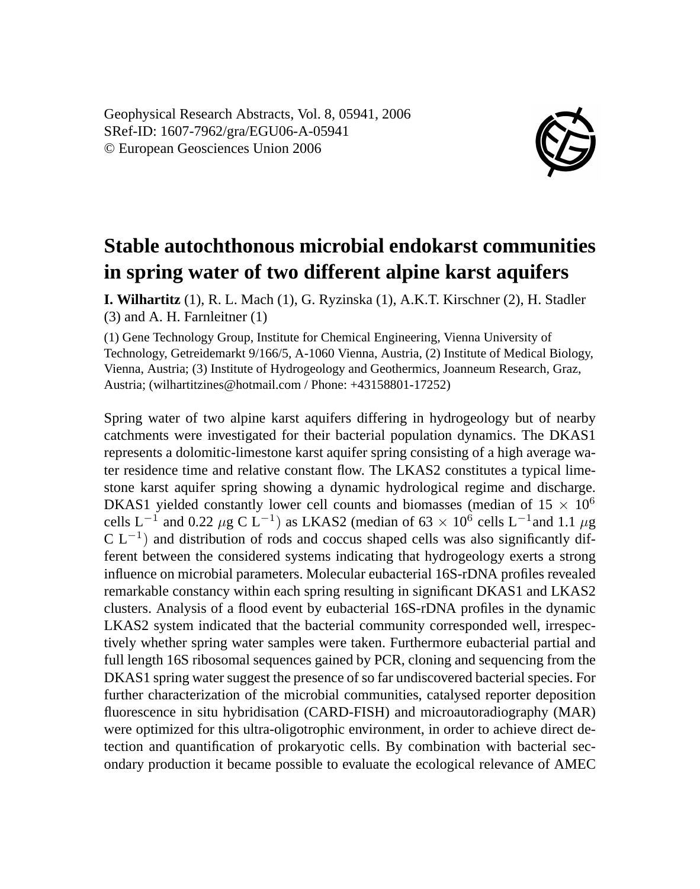Geophysical Research Abstracts, Vol. 8, 05941, 2006
SRef-ID: 1607-7962/gra/EGU06-A-05941
© European Geosciences Union 2006

# Stable autochthonous microbial endokarst communities in spring water of two different alpine karst aquifers

**I. Wilhartitz** (1), R. L. Mach (1), G. Ryzinska (1), A.K.T. Kirschner (2), H. Stadler (3) and A. H. Farnleitner (1)

(1) Gene Technology Group, Institute for Chemical Engineering, Vienna University of Technology, Getreidemarkt 9/166/5, A-1060 Vienna, Austria, (2) Institute of Medical Biology, Vienna, Austria; (3) Institute of Hydrogeology and Geothermics, Joanneum Research, Graz, Austria; (wilhartitzines@hotmail.com / Phone: +43158801-17252)

Spring water of two alpine karst aquifers differing in hydrogeology but of nearby catchments were investigated for their bacterial population dynamics. The DKAS1 represents a dolomitic-limestone karst aquifer spring consisting of a high average water residence time and relative constant flow. The LKAS2 constitutes a typical limestone karst aquifer spring showing a dynamic hydrological regime and discharge. DKAS1 yielded constantly lower cell counts and biomasses (median of $15 \times 10^6$ cells $L^{-1}$ and 0.22 $\mu$g C $L^{-1}$) as LKAS2 (median of $63 \times 10^6$ cells $L^{-1}$and 1.1 $\mu$g C $L^{-1}$) and distribution of rods and coccus shaped cells was also significantly different between the considered systems indicating that hydrogeology exerts a strong influence on microbial parameters. Molecular eubacterial 16S-rDNA profiles revealed remarkable constancy within each spring resulting in significant DKAS1 and LKAS2 clusters. Analysis of a flood event by eubacterial 16S-rDNA profiles in the dynamic LKAS2 system indicated that the bacterial community corresponded well, irrespectively whether spring water samples were taken. Furthermore eubacterial partial and full length 16S ribosomal sequences gained by PCR, cloning and sequencing from the DKAS1 spring water suggest the presence of so far undiscovered bacterial species. For further characterization of the microbial communities, catalysed reporter deposition fluorescence in situ hybridisation (CARD-FISH) and microautoradiography (MAR) were optimized for this ultra-oligotrophic environment, in order to achieve direct detection and quantification of prokaryotic cells. By combination with bacterial secondary production it became possible to evaluate the ecological relevance of AMEC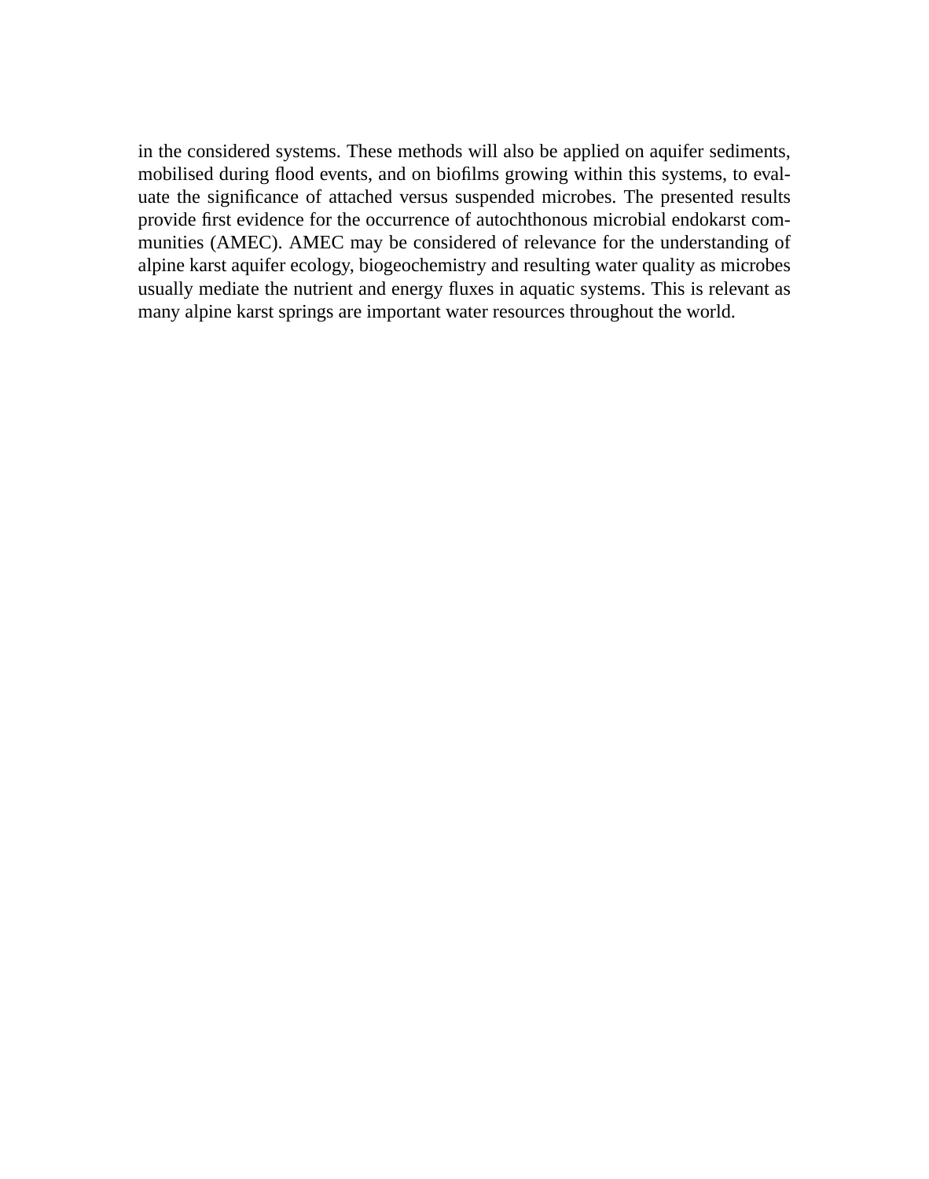in the considered systems. These methods will also be applied on aquifer sediments, mobilised during flood events, and on biofilms growing within this systems, to evaluate the significance of attached versus suspended microbes. The presented results provide first evidence for the occurrence of autochthonous microbial endokarst communities (AMEC). AMEC may be considered of relevance for the understanding of alpine karst aquifer ecology, biogeochemistry and resulting water quality as microbes usually mediate the nutrient and energy fluxes in aquatic systems. This is relevant as many alpine karst springs are important water resources throughout the world.